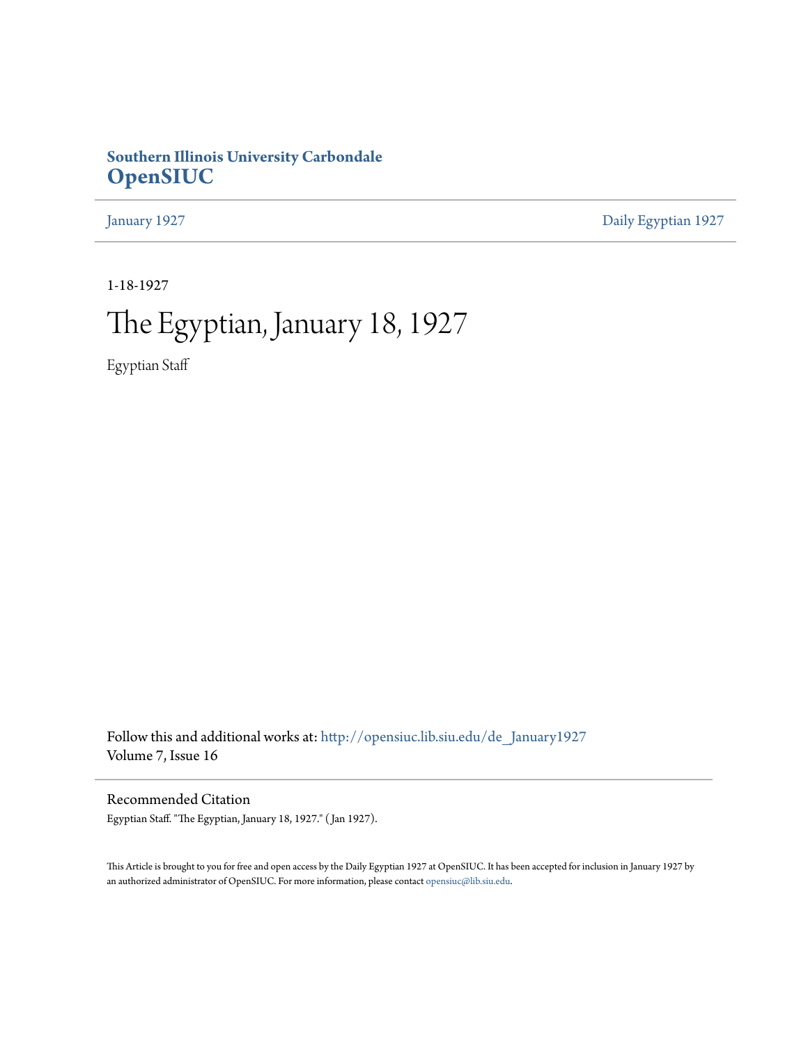**Southern Illinois University Carbondale**
**OpenSIUC**

January 1927 | Daily Egyptian 1927

1-18-1927

# The Egyptian, January 18, 1927

Egyptian Staff

Follow this and additional works at: http://opensiuc.lib.siu.edu/de_January1927
Volume 7, Issue 16

## Recommended Citation

Egyptian Staff. "The Egyptian, January 18, 1927." ( Jan 1927).

This Article is brought to you for free and open access by the Daily Egyptian 1927 at OpenSIUC. It has been accepted for inclusion in January 1927 by an authorized administrator of OpenSIUC. For more information, please contact opensiuc@lib.siu.edu.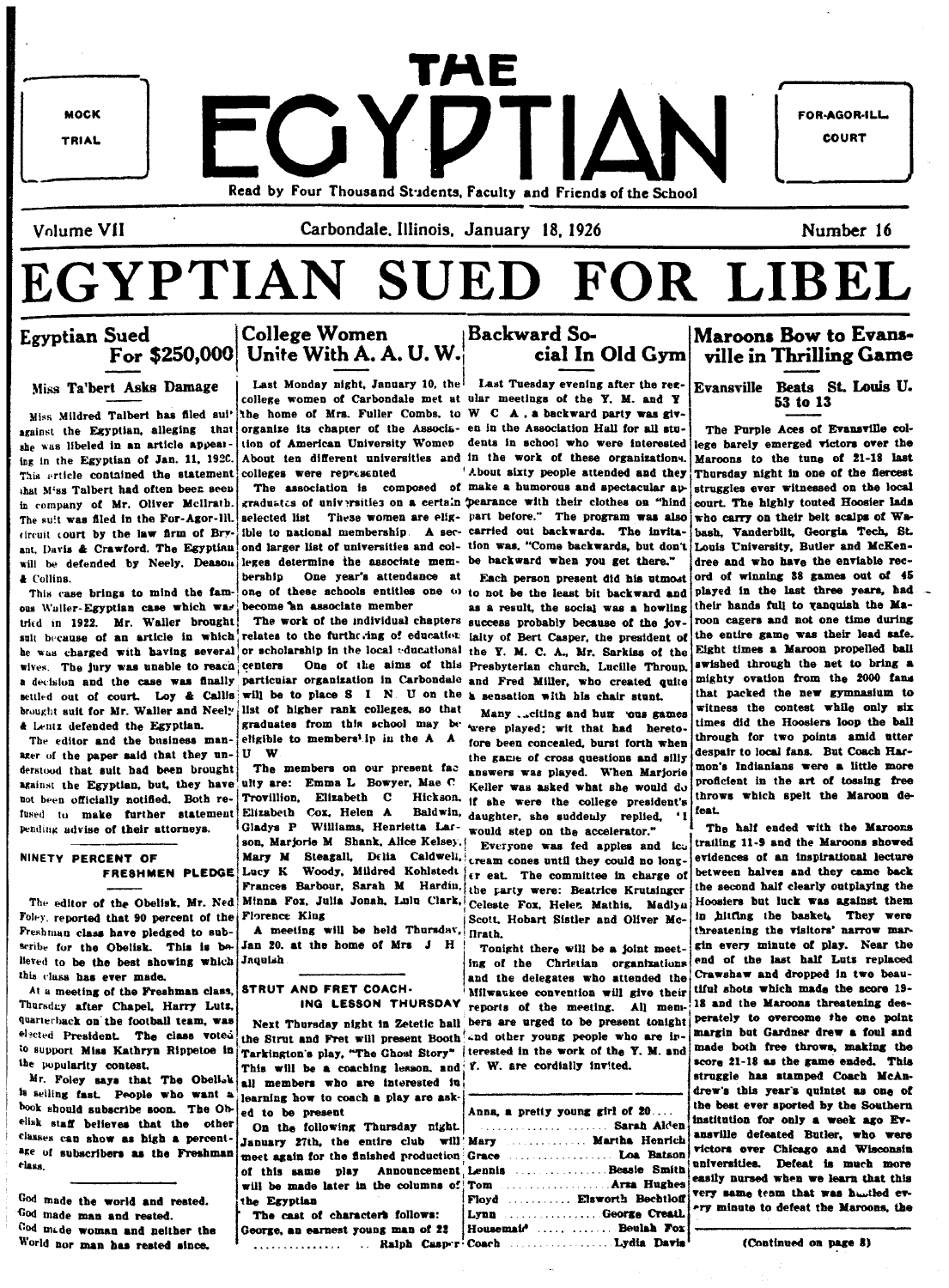MOCK TRIAL

# THE EGYPTIAN

FOR-AGOR-ILL. COURT

Read by Four Thousand Students, Faculty and Friends of the School

Volume VII — Carbondale, Illinois, January 18, 1926 — Number 16

# EGYPTIAN SUED FOR LIBEL

## Egyptian Sued For $250,000

### Miss Talbert Asks Damage

Miss Mildred Talbert has filed suit against the Egyptian, alleging that she was libeled in an article appearing in the Egyptian of Jan. 11, 1926. This article contained the statement that Miss Talbert had often been seen in company of Mr. Oliver McIlrath. The suit was filed in the For-Agor-Ill. circuit court by the law firm of Bryant, Davis & Crawford. The Egyptian will be defended by Neely, Deason & Collins.

This case brings to mind the famous Waller-Egyptian case which was tried in 1922. Mr. Waller brought suit because of an article in which he was charged with having several wives. The jury was unable to reach a decision and the case was finally settled out of court. Loy & Callis brought suit for Mr. Waller and Neely & Lentz defended the Egyptian.

The editor and the business manager of the paper said that they understood that suit had been brought against the Egyptian, but, they have not been officially notified. Both refused to make further statement pending advise of their attorneys.

### NINETY PERCENT OF FRESHMEN PLEDGE

The editor of the Obelisk, Mr. Ned Foley, reported that 90 percent of the Freshman class have pledged to subscribe for the Obelisk. This is believed to be the best showing which this class has ever made.

At a meeting of the Freshman class, Thursday after Chapel, Harry Lutz, quarterback on the football team, was elected President. The class voted to support Miss Kathryn Rippetoe in the popularity contest.

Mr. Foley says that The Obelisk is selling fast. People who want a book should subscribe soon. The Obelisk staff believes that the other classes can show as high a percentage of subscribers as the Freshman class.

---

God made the world and rested.
God made man and rested.
God made woman and neither the World nor man has rested since.

## College Women Unite With A. A. U. W.

Last Monday night, January 10, the college women of Carbondale met at the home of Mrs. Fuller Combs, to organize its chapter of the Association of American University Women. About ten different universities and colleges were represented.

The association is composed of graduates of universities on a certain selected list. These women are eligible to national membership. A second larger list of universities and colleges determine the associate membership. One year's attendance at one of these schools entitles one to become an associate member.

The work of the individual chapters relates to the furthering of education or scholarship in the local educational centers. One of the aims of this particular organization in Carbondale will be to place S I N U on the list of higher rank colleges, so that graduates from this school may be eligible to membership in the A A U W.

The members on our present faculty are: Emma L Bowyer, Mae C Trovillion, Elizabeth C Hickson, Elizabeth Cox, Helen A Baldwin, Gladys P Williams, Henrietta Larson, Marjorie M Shank, Alice Kelsey, Mary M Steagall, Delia Caldwell, Lucy K Woody, Mildred Kohlstedt, Frances Barbour, Sarah M Hardin, Minna Fox, Julia Jonah, Lulu Clark, Florence King.

A meeting will be held Thursday, Jan 20. at the home of Mrs J H Jaquish.

### STRUT AND FRET COACHING LESSON THURSDAY

Next Thursday night in Zetetic hall the Strut and Fret will present Booth Tarkington's play, "The Ghost Story". This will be a coaching lesson, and all members who are interested in learning how to coach a play are asked to be present.

On the following Thursday night, January 27th, the entire club will meet again for the finished production of this same play. Announcement will be made later in the columns of the Egyptian.

The cast of characters follows:

George, an earnest young man of 22 .................. Ralph Casper
Anna, a pretty young girl of 20 .................. Sarah Alden
Mary .................. Martha Henrich
Grace .................. Loa Batson
Lennis .................. Bessie Smith
Tom .................. Arsa Hughes
Floyd .................. Elsworth Bechtloff
Lynn .................. George Creatl
Housemaid .................. Beulah Fox
Coach .................. Lydia Davis

## Backward Social In Old Gym

Last Tuesday evening after the regular meetings of the Y. M. and Y W C A, a backward party was given in the Association Hall for all students in school who were interested in the work of these organizations. About sixty people attended and they make a humorous and spectacular appearance with their clothes on "hind part before." The program was also carried out backwards. The invitation was, "Come backwards, but don't be backward when you get there."

Each person present did his utmost to not be the least bit backward and as a result, the social was a howling success probably because of the joviality of Bert Casper, the president of the Y. M. C. A., Mr. Sarkiss of the Presbyterian church, Lucille Throup, and Fred Miller, who created quite a sensation with his chair stunt.

Many exciting and humorous games were played; wit that had heretofore been concealed, burst forth when the game of cross questions and silly answers was played. When Marjorie Keller was asked what she would do if she were the college president's daughter, she suddenly replied, "I would step on the accelerator."

Everyone was fed apples and ice cream cones until they could no longer eat. The committee in charge of the party were: Beatrice Krutsinger, Celeste Fox, Helen Mathis, Madlyn Scott, Hobart Sistler and Oliver McIlrath.

Tonight there will be a joint meeting of the Christian organizations and the delegates who attended the Milwaukee convention will give their reports of the meeting. All members are urged to be present tonight and other young people who are interested in the work of the Y. M. and Y. W. are cordially invited.

## Maroons Bow to Evansville in Thrilling Game

### Evansville Beats St. Louis U. 53 to 13

The Purple Aces of Evansville college barely emerged victors over the Maroons to the tune of 21-18 last Thursday night in one of the fiercest struggles ever witnessed on the local court. The highly touted Hoosier lads who carry on their belt scalps of Wabash, Vanderbilt, Georgia Tech, St. Louis University, Butler and McKendree and who have the enviable record of winning 38 games out of 45 played in the last three years, had their hands full to vanquish the Maroon cagers and not one time during the entire game was their lead safe. Eight times a Maroon propelled ball swished through the net to bring a mighty ovation from the 2000 fans that packed the new gymnasium to witness the contest while only six times did the Hoosiers loop the ball through for two points amid utter despair to local fans. But Coach Harmon's Indianians were a little more proficient in the art of tossing free throws which spelt the Maroon defeat.

The half ended with the Maroons trailing 11-9 and the Maroons showed evidences of an inspirational lecture between halves and they came back the second half clearly outplaying the Hoosiers but luck was against them in hitting the basket. They were threatening the visitors' narrow margin every minute of play. Near the end of the last half Luts replaced Crawshaw and dropped in two beautiful shots which made the score 19-18 and the Maroons threatening desperately to overcome the one point margin but Gardner drew a foul and made both free throws, making the score 21-18 as the game ended. This struggle has stamped Coach McAndrew's this year's quintet as one of the best ever sported by the Southern institution for only a week ago Evansville defeated Butler, who were victors over Chicago and Wisconsin universities. Defeat is much more easily nursed when we learn that this very same team that was hustled every minute to defeat the Maroons, the

(Continued on page 8)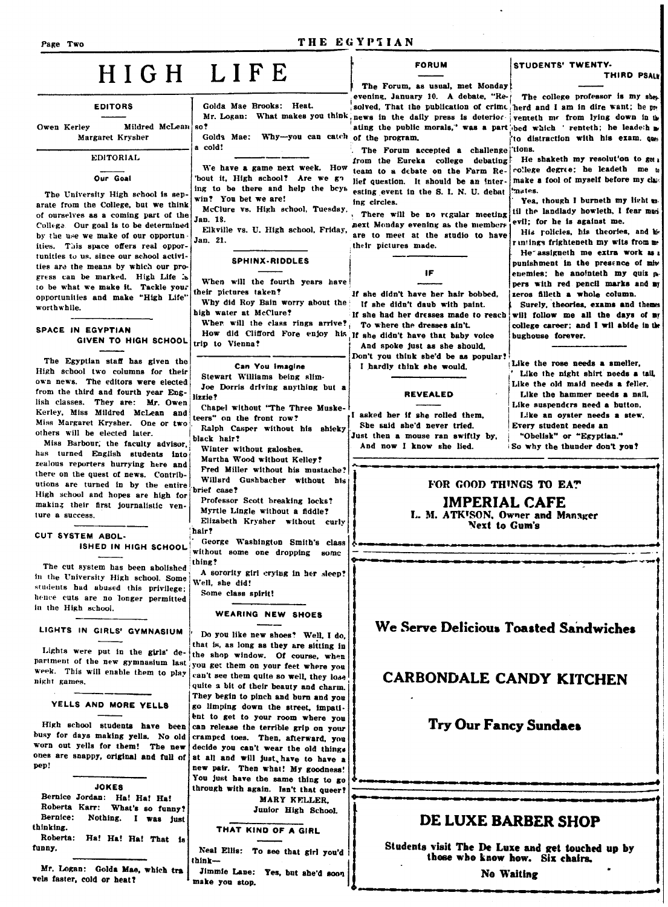# HIGH LIFE

### EDITORS

Owen Kerley        Mildred McLean
Margaret Krysher

### EDITORIAL

#### Our Goal

The University High school is separate from the College, but we think of ourselves as a coming part of the College. Our goal is to be determined by the use we make of our opportunities. This space offers real opportunities to us, since our school activities are the means by which our progress can be marked. High Life is to be what we make it. Tackle your opportunities and make "High Life" worthwhile.

### SPACE IN EGYPTIAN GIVEN TO HIGH SCHOOL

The Egyptian staff has given the High school two columns for their own news. The editors were elected from the third and fourth year English classes. They are: Mr. Owen Kerley, Miss Mildred McLean and Miss Margaret Krysher. One or two others will be elected later.

Miss Barbour, the faculty advisor, has turned English students into zealous reporters hurrying here and there on the quest of news. Contributions are turned in by the entire High school and hopes are high for making their first journalistic venture a success.

### CUT SYSTEM ABOLISHED IN HIGH SCHOOL

The cut system has been abolished in the University High school. Some students had abused this privilege; hence cuts are no longer permitted in the High school.

### LIGHTS IN GIRLS' GYMNASIUM

Lights were put in the girls' department of the new gymnasium last week. This will enable them to play night games.

### YELLS AND MORE YELLS

High school students have been busy for days making yells. No old worn out yells for them! The new ones are snappy, original and full of pep!

### JOKES

Bernice Jordan: Ha! Ha! Ha!
Roberta Karr: What's so funny?
Bernice: Nothing. I was just thinking.
Roberta: Ha! Ha! Ha! That is funny.

---

Mr. Logan: Golda Mae, which travels faster, cold or heat?
Golda Mae Brooks: Heat.
Mr. Logan: What makes you think so?
Golda Mae: Why—you can catch a cold!

---

We have a game next week. How 'bout it, High school? Are we going to be there and help the boys win? You bet we are!

McClure vs. High school, Tuesday, Jan. 18.

Elkville vs. U. High school, Friday, Jan. 21.

### SPHINX-RIDDLES

When will the fourth years have their pictures taken?

Why did Roy Bain worry about the high water at McClure?

When will the class rings arrive?

How did Clifford Fore enjoy his trip to Vienna?

#### Can You Imagine

Stewart Williams being slim?
Joe Dorris driving anything but a lizzie?
Chapel without "The Three Musketeers" on the front row?
Ralph Casper without his shieky black hair?
Winter without galoshes.
Martha Wood without Kelley?
Fred Miller without his mustache?
Willard Gushbacher without his brief case?
Professor Scott breaking locks?
Myrtle Lingle without a fiddle?
Elizabeth Krysher without curly hair?
George Washington Smith's class without some one dropping some thing?
A sorority girl crying in her sleep? Well, she did!
Some class spirit!

### WEARING NEW SHOES

Do you like new shoes? Well, I do, that is, as long as they are sitting in the shop window. Of course, when you get them on your feet where you can't see them quite so well, they lose quite a bit of their beauty and charm. They begin to pinch and burn and you go limping down the street, impatient to get to your room where you can release the terrible grip on your cramped toes. Then, afterward, you decide you can't wear the old things at all and will just have to have a new pair. Then what! My goodness! You just have the same thing to go through with again. Isn't that queer?

MARY KELLER,
Junior High School.

### THAT KIND OF A GIRL

Neal Ellis: To see that girl you'd think—
Jimmie Lane: Yes, but she'd soon make you stop.

### FORUM

The Forum, as usual, met Monday evening, January 10. A debate, "Resolved, That the publication of crime news in the daily press is deteriorating the public morals," was a part of the program.

The Forum accepted a challenge from the Eureka college debating team to a debate on the Farm Relief question. It should be an interesting event in the S. I. N. U. debating circles.

There will be no regular meeting next Monday evening as the members are to meet at the studio to have their pictures made.

### IF

If she didn't have her hair bobbed,
If she didn't daub with paint.
If she had her dresses made to reach
To where the dresses ain't.
If she didn't have that baby voice
And spoke just as she should,
Don't you think she'd be as popular?
I hardly think she would.

### REVEALED

I asked her if she rolled them,
She said she'd never tried.
Just then a mouse ran swiftly by,
And now I know she lied.

### STUDENTS' TWENTY-THIRD PSALM

The college professor is my shepherd and I am in dire want; he preventeth me from lying down in the bed which I renteth; he leadeth me to distraction with his exam. questions.

He shaketh my resolution to get a college degree; he leadeth me to make a fool of myself before my classmates.

Yea, though I burneth my light until the landlady howleth, I fear much evil; for he is against me.

His policies, his theories, and his rantings frighteneth my wits from me.

He assigneth me extra work as a punishment in the presence of mine enemies; he anointeth my quiz papers with red pencil marks and my zeros filleth a whole column.

Surely, theories, exams and themes will follow me all the days of my college career; and I will abide in the bughouse forever.

---

Like the rose needs a smeller,
Like the night shirt needs a tail,
Like the old maid needs a feller,
Like the hammer needs a nail,
Like suspenders need a button,
Like an oyster needs a stew,
Every student needs an
"Obelisk" or "Egyptian."
So why the thunder don't you?

---

FOR GOOD THINGS TO EAT

**IMPERIAL CAFE**

L. M. ATKISON, Owner and Manager
Next to Gum's

---

**We Serve Delicious Toasted Sandwiches**

**CARBONDALE CANDY KITCHEN**

**Try Our Fancy Sundaes**

---

**DE LUXE BARBER SHOP**

**Students visit The De Luxe and get touched up by those who know how. Six chairs.**

**No Waiting**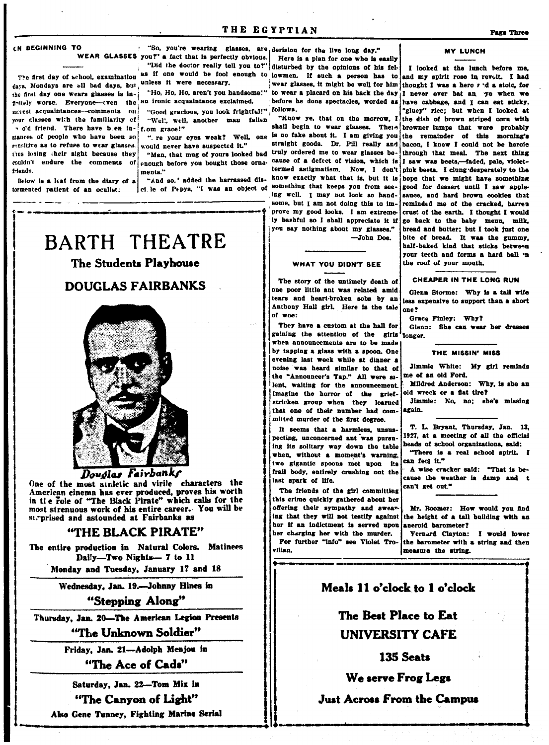## ON BEGINNING TO WEAR GLASSES

The first day of school, examination days, Mondays are all bad days, but the first day one wears glasses is infinitely worse. Everyone—even the merest acquaintances—comments on your glasses with the familiarity of an old friend. There have been instances of people who have been so sensitive as to refuse to wear glasses, thus losing their sight because they couldn't endure the comments of friends.

Below is a leaf from the diary of a tormented patient of an oculist:

"So, you're wearing glasses, are you?" a fact that is perfectly obvious.

"Did the doctor really tell you to?" as if one would be fool enough to unless it were necessary.

"Ho, Ho, Ho, aren't you handsome!" an ironic acquaintance exclaimed.

"Good gracious, you look frightful!"

"Well, well, another man fallen from grace!"

"Are your eyes weak? Well, one would never have suspected it."

"Man, that mug of yours looked bad enough before you bought those ornaments."

"And so," added the harrassed disciple of Pepys, "I was an object of derision for the live long day."

Here is a plan for one who is easily disturbed by the opinions of his fellowmen. If such a person has to wear glasses, it might be well for him to wear a placard on his back the day before he dons spectacles, worded as follows.

"Know ye, that on the morrow, I shall begin to wear glasses. There is no fake about it. I am giving you straight goods. Dr. Pill really and truly ordered me to wear glasses because of a defect of vision, which is termed astigmatism. Now, I don't know exactly what that is, but it is something that keeps you from seeing well. I may not look so handsome, but I am not doing this to improve my good looks. I am extremely bashful so I shall appreciate it if you say nothing about my glasses."

—John Doe.

## WHAT YOU DIDN'T SEE

The story of the untimely death of one poor little ant was related amid tears and heart-broken sobs by an Anthony Hall girl. Here is the tale of woe:

They have a custom at the hall for gaining the attention of the girls when announcements are to be made by tapping a glass with a spoon. One evening last week while at dinner a noise was heard similar to that of the "Announcer's Tap." All were silent, waiting for the announcement. Imagine the horror of the grief-stricken group when they learned that one of their number had committed murder of the first degree.

It seems that a harmless, unsuspecting, unconcerned ant was pursuing its solitary way down the table when, without a moment's warning, two gigantic spoons met upon its frail body, entirely crushing out the last spark of life.

The friends of the girl committing this crime quickly gathered about her offering their sympathy and swearing that they will not testify against her if an indictment is served upon her charging her with the murder.

For further "info" see Violet Trovillian.

## MY LUNCH

I looked at the lunch before me, and my spirit rose in revolt. I had thought I was a hero and a stoic, for I never ever bat an eye when we have cabbage, and I can eat sticky, "gluey" rice; but when I looked at the dish of brown striped corn with browner lumps that were probably the remainder of this morning's bacon, I knew I could not be heroic through that meal. The next thing I saw was beets,—faded, pale, violet-pink beets. I clung desperately to the hope that we might have something good for dessert until I saw applesauce, and hard brown cookies that reminded me of the cracked, barren crust of the earth. I thought I would go back to the baby menu, milk, bread and butter; but I took just one bite of bread. It was the gummy, half-baked kind that sticks between your teeth and forms a hard ball in the roof of your mouth.

## CHEAPER IN THE LONG RUN

Glenn Storme: Why is a tall wife less expensive to support than a short one?

Grace Finley: Why?

Glenn: She can wear her dresses longer.

## THE MISSIN' MISS

Jimmie White: My girl reminds me of an old Ford.

Mildred Anderson: Why, is she an old wreck or a flat tire?

Jimmie: No, no; she's missing again.

---

T. L. Bryant, Thursday, Jan. 13, 1927, at a meeting of all the official heads of school organizations, said:

"There is a real school spirit. I can feel it."

A wise cracker said: "That is because the weather is damp and it can't get out."

---

Mr. Boomer: How would you find the height of a tall building with an aneroid barometer?

Vernard Clayton: I would lower the barometer with a string and then measure the string.

---

# BARTH THEATRE

## The Students Playhouse

## DOUGLAS FAIRBANKS

*Douglas Fairbanks*

One of the most athletic and virile characters the American cinema has ever produced, proves his worth in the role of "The Black Pirate" which calls for the most strenuous work of his entire career. You will be surprised and astounded at Fairbanks as

## "THE BLACK PIRATE"

**The entire production in Natural Colors. Matinees Daily—Two Nights— 7 to 11**

**Monday and Tuesday, January 17 and 18**

**Wednesday, Jan. 19.—Johnny Hines in**

**"Stepping Along"**

**Thursday, Jan. 20—The American Legion Presents**

**"The Unknown Soldier"**

**Friday, Jan. 21—Adolph Menjou in**

**"The Ace of Cads"**

**Saturday, Jan. 22—Tom Mix in**

**"The Canyon of Light"**

**Also Gene Tunney, Fighting Marine Serial**

---

**Meals 11 o'clock to 1 o'clock**

**The Best Place to Eat**

**UNIVERSITY CAFE**

**135 Seats**

**We serve Frog Legs**

**Just Across From the Campus**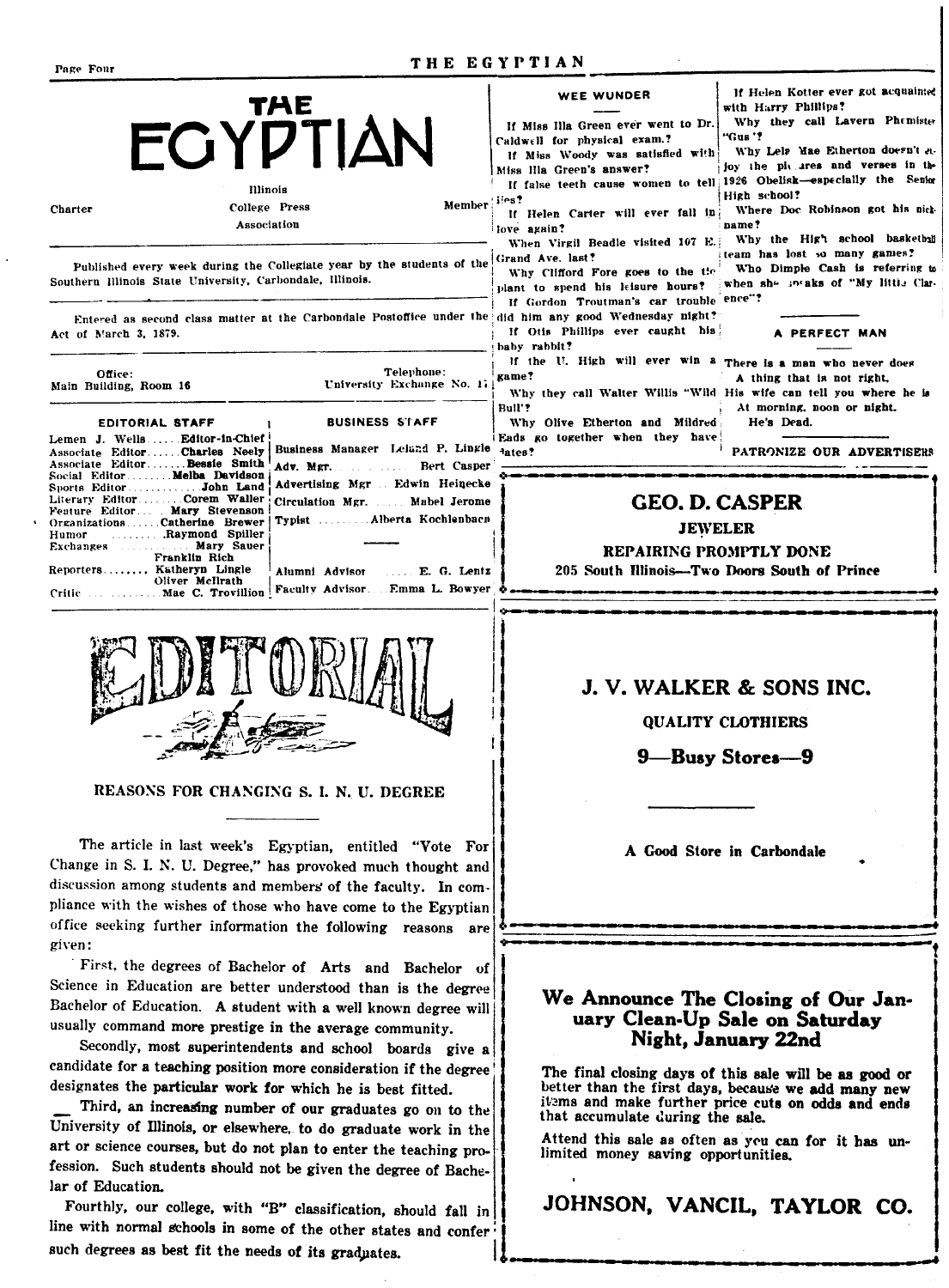# THE EGYPTIAN

Charter — Illinois College Press Association — Member

Published every week during the Collegiate year by the students of the Southern Illinois State University, Carbondale, Illinois.

Entered as second class matter at the Carbondale Postoffice under the Act of March 3, 1879.

Office: Main Building, Room 16 — Telephone: University Exchange No. 17

| EDITORIAL STAFF | | BUSINESS STAFF | |
|---|---|---|---|
| Lemen J. Wells | Editor-in-Chief | Business Manager | Leland P. Lingle |
| Associate Editor | Charles Neely | Adv. Mgr. | Bert Casper |
| Associate Editor | Bessie Smith | Advertising Mgr | Edwin Heinecke |
| Social Editor | Melba Davidson | Circulation Mgr. | Mabel Jerome |
| Sports Editor | John Land | Typist | Alberta Kochlenbach |
| Literary Editor | Corem Waller | | |
| Feature Editor | Mary Stevenson | | |
| Organizations | Catherine Brewer | | |
| Humor | Raymond Spiller | | |
| Exchanges | Mary Sauer, Franklin Rich | | |
| Reporters | Katheryn Lingle, Oliver McIlrath | Alumni Advisor | E. G. Lentz |
| Critic | Mae C. Trovillion | Faculty Advisor | Emma L. Bowyer |

## EDITORIAL

### REASONS FOR CHANGING S. I. N. U. DEGREE

The article in last week's Egyptian, entitled "Vote For Change in S. I. N. U. Degree," has provoked much thought and discussion among students and members of the faculty. In compliance with the wishes of those who have come to the Egyptian office seeking further information the following reasons are given:

First, the degrees of Bachelor of Arts and Bachelor of Science in Education are better understood than is the degree Bachelor of Education. A student with a well known degree will usually command more prestige in the average community.

Secondly, most superintendents and school boards give a candidate for a teaching position more consideration if the degree designates the particular work for which he is best fitted.

Third, an increasing number of our graduates go on to the University of Illinois, or elsewhere, to do graduate work in the art or science courses, but do not plan to enter the teaching profession. Such students should not be given the degree of Bachelar of Education.

Fourthly, our college, with "B" classification, should fall in line with normal schools in some of the other states and confer such degrees as best fit the needs of its graduates.

### WEE WUNDER

If Miss Illa Green ever went to Dr. Caldwell for physical exam.?

If Miss Woody was satisfied with Miss Illa Green's answer?

If false teeth cause women to tell lies?

If Helen Carter will ever fall in love again?

When Virgil Beadle visited 107 E. Grand Ave. last?

Why Clifford Fore goes to the the plant to spend his leisure hours?

If Gordon Troutman's car trouble did him any good Wednesday night?

If Otis Phillips ever caught his baby rabbit?

If the U. High will ever win a game?

Why they call Walter Willis "Wild Bull"?

Why Olive Etherton and Mildred Eads go together when they have dates?

If Helen Kotter ever got acquainted with Harry Phillips?

Why they call Lavern Phemister "Gus"?

Why Lela Mae Etherton doesn't enjoy the pictures and verses in the 1926 Obelisk—especially the Senior High school?

Where Doc Robinson got his nickname?

Why the High school basketball team has lost so many games?

Who Dimple Cash is referring to when she speaks of "My little Clarence"?

### A PERFECT MAN

There is a man who never does
A thing that is not right,
His wife can tell you where he is
At morning, noon or night.
He's Dead.

PATRONIZE OUR ADVERTISERS

**GEO. D. CASPER**
**JEWELER**
**REPAIRING PROMPTLY DONE**
**205 South Illinois—Two Doors South of Prince**

**J. V. WALKER & SONS INC.**
**QUALITY CLOTHIERS**
**9—Busy Stores—9**

**A Good Store in Carbondale**

**We Announce The Closing of Our January Clean-Up Sale on Saturday Night, January 22nd**

The final closing days of this sale will be as good or better than the first days, because we add many new items and make further price cuts on odds and ends that accumulate during the sale.

Attend this sale as often as you can for it has unlimited money saving opportunities.

**JOHNSON, VANCIL, TAYLOR CO.**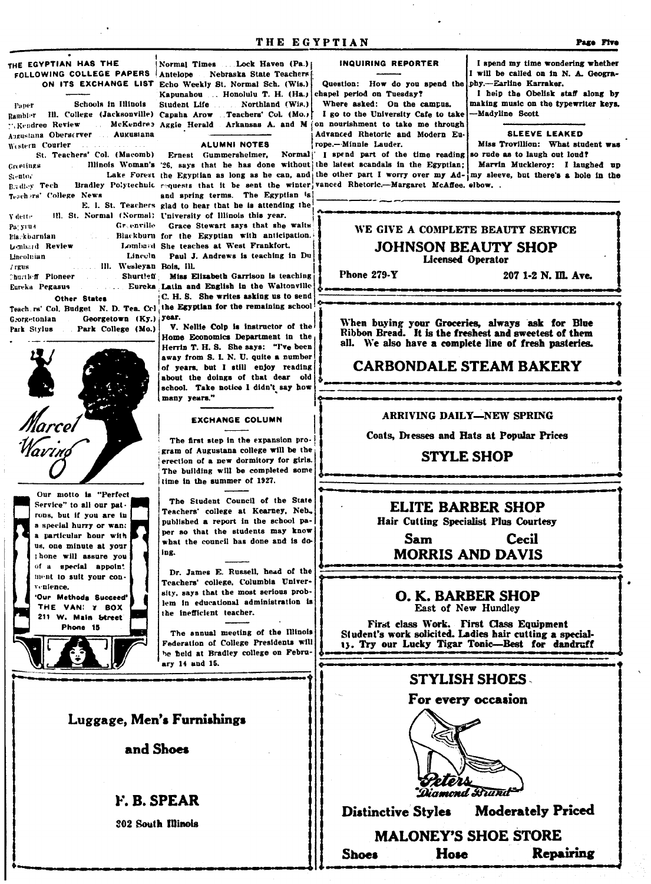## THE EGYPTIAN HAS THE FOLLOWING COLLEGE PAPERS ON ITS EXCHANGE LIST

| Paper | Schools in Illinois |
|---|---|
| Rambler | Ill. College (Jacksonville) |
| McKendree Review | McKendree |
| Augustana Oberserver | Augustana |
| Western Courier | St. Teachers' Col. (Macomb) |
| Greetings | Illinois Woman's |
| Stentor | Lake Forest |
| Bradley Tech | Bradley Polytechnic |
| Teachers' College News | E. I. St. Teachers |
| Vidette | Ill. St. Normal (Normal) |
| Papyrus | Greenville |
| Blackburnian | Blackburn |
| Lombard Review | Lombard |
| Lincolnian | Lincoln |
| Argus | Ill. Wesleyan |
| Shurtleff Pioneer | Shurtleff |
| Eureka Pegasus | Eureka |

**Other States**

| Paper | School |
|---|---|
| Teachers' Col. Budget | N. D. Tea. Col. |
| Georgetonian | Georgetown (Ky.) |
| Park Stylus | Park College (Mo.) |
| Normal Times | Lock Haven (Pa.) |
| Antelope | Nebraska State Teachers |
| Echo | Weekly St. Normal Sch. (Wis.) |
| Kapunahou | Honolulu T. H. (Ha.) |
| Student Life | Northland (Wis.) |
| Capaha Arow | Teachers' Col. (Mo.) |
| Aggie Herald | Arkansas A. and M |

*Marcel Waving*

Our motto is "Perfect Service" to all our patrons, but if you are in a special hurry or want a particular hour with us, one minute at your phone will assure you of a special appointment to suit your convenience.

'Our Methods Succeed'

THE VANITY BOX

211 W. Main Street

Phone 15

### ALUMNI NOTES

Ernest Gummersheimer, Normal '26, says that he has done without the Egyptian as long as he can, and requests that it be sent the winter and spring terms. The Egyptian is glad to hear that he is attending the University of Illinois this year.

Grace Stewart says that she waits for the Egyptian with anticipation. She teaches at West Frankfort.

Paul J. Andrews is teaching in Du Bois, Ill.

Miss Elizabeth Garrison is teaching Latin and English in the Waltonville C. H. S. She writes asking us to send the Egyptian for the remaining school year.

V. Nellie Colp is instructor of the Home Economics Department in the Herrin T. H. S. She says: "I've been away from S. I. N. U. quite a number of years, but I still enjoy reading about the doings of that dear old school. Take notice I didn't say how many years."

### EXCHANGE COLUMN

The first step in the expansion program of Augustana college will be the erection of a new dormitory for girls. The building will be completed some time in the summer of 1927.

---

The Student Council of the State Teachers' college at Kearney, Neb., published a report in the school paper so that the students may know what the council has done and is doing.

---

Dr. James E. Russell, head of the Teachers' college, Columbia University, says that the most serious problem in educational administration is the inefficient teacher.

---

The annual meeting of the Illinois Federation of College Presidents will be held at Bradley college on February 14 and 15.

### INQUIRING REPORTER

Question: How do you spend the chapel period on Tuesday?

Where asked: On the campus.

I go to the University Cafe to take on nourishment to take me through Advanced Rhetoric and Modern Europe.—Minnie Lauder.

I spend part of the time reading the latest scandals in the Egyptian; the other part I worry over my Advanced Rhetoric.—Margaret McAfee.

I spend my time wondering whether I will be called on in N. A. Geography.—Earline Karraker.

I help the Obelisk staff along by making music on the typewriter keys. —Madyline Scott.

### SLEEVE LEAKED

Miss Trovillion: What student was so rude as to laugh out loud?

Marvin Muckleroy: I laughed up my sleeve, but there's a hole in the elbow.

---

WE GIVE A COMPLETE BEAUTY SERVICE

**JOHNSON BEAUTY SHOP**

Licensed Operator

Phone 279-Y — 207 1-2 N. Ill. Ave.

---

When buying your Groceries, always ask for Blue Ribbon Bread. It is the freshest and sweetest of them all. We also have a complete line of fresh pasteries.

**CARBONDALE STEAM BAKERY**

---

ARRIVING DAILY—NEW SPRING

Coats, Dresses and Hats at Popular Prices

**STYLE SHOP**

---

**ELITE BARBER SHOP**

Hair Cutting Specialist Plus Courtesy

Sam — Cecil

**MORRIS AND DAVIS**

---

**O. K. BARBER SHOP**

East of New Hundley

First class Work. First Class Equipment

Student's work solicited. Ladies hair cutting a specialty. Try our Lucky Tigar Tonic—Best for dandruff

---

**Luggage, Men's Furnishings and Shoes**

**F. B. SPEAR**

302 South Illinois

---

**STYLISH SHOES**

For every occasion

Peters Diamond Brand

Distinctive Styles — Moderately Priced

**MALONEY'S SHOE STORE**

Shoes — Hose — Repairing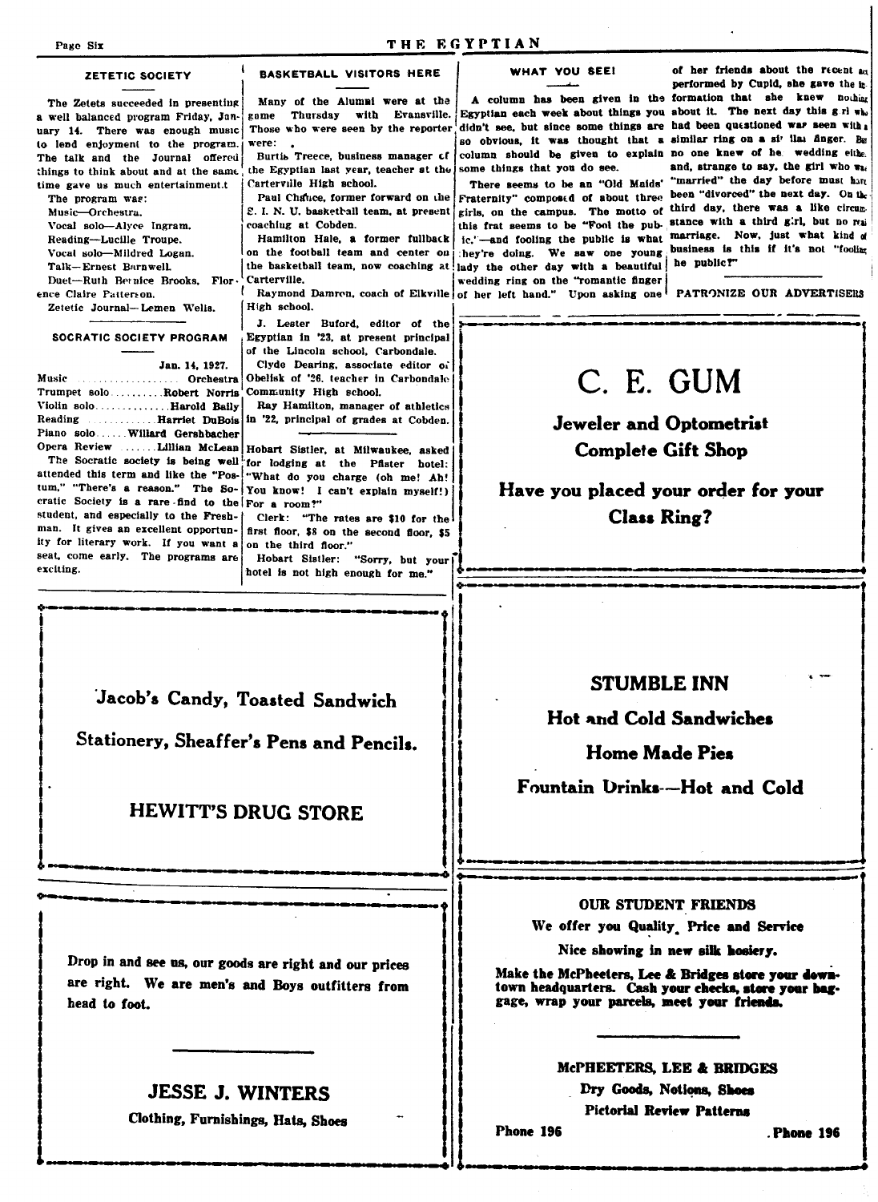## ZETETIC SOCIETY

The Zetets succeeded in presenting a well balanced program Friday, January 14. There was enough music to lend enjoyment to the program. The talk and the Journal offered things to think about and at the same time gave us much entertainment.t

The program was:

Music—Orchestra.
Vocal solo—Alyce Ingram.
Reading—Lucille Troupe.
Vocal solo—Mildred Logan.
Talk—Ernest Barnwell.
Duet—Ruth Bernice Brooks, Florence Claire Patterson.
Zetetic Journal—Lemen Wells.

## SOCRATIC SOCIETY PROGRAM

Jan. 14, 1927.

Music .................... Orchestra
Trumpet solo .......... Robert Norris
Violin solo .............. Harold Baily
Reading ............. Harriet DuBois
Piano solo ...... Willard Gershbacher
Opera Review ....... Lillian McLean

The Socratic society is being well attended this term and like the "Postum," "There's a reason." The Socratic Society is a rare find to the student, and especially to the Freshman. It gives an excellent opportunity for literary work. If you want a seat, come early. The programs are exciting.

## BASKETBALL VISITORS HERE

Many of the Alumni were at the game Thursday with Evansville. Those who were seen by the reporter were:

Burtis Treece, business manager of the Egyptian last year, teacher at the Carterville High school.

Paul Chafnce, former forward on the S. I. N. U. basketball team, at present coaching at Cobden.

Hamilton Hale, a former fullback on the football team and center on the basketball team, now coaching at Carterville.

Raymond Damron, coach of Elkville High school.

J. Lester Buford, editor of the Egyptian in '23, at present principal of the Lincoln school, Carbondale.

Clyde Dearing, associate editor of Obelisk of '26. teacher in Carbondale Community High school.

Ray Hamilton, manager of athletics in '22, principal of grades at Cobden.

---

Hobart Sistler, at Milwaukee, asked for lodging at the Pfister hotel: "What do you charge (oh me! Ah! You know! I can't explain myself!) For a room?"

Clerk: "The rates are $10 for the first floor, $8 on the second floor, $5 on the third floor."

Hobart Sistler: "Sorry, but your hotel is not high enough for me."

## WHAT YOU SEE!

A column has been given in the Egyptian each week about things you didn't see, but since some things are so obvious, it was thought that a column should be given to explain some things that you do see.

There seems to be an "Old Maids' Fraternity" composed of about three girls, on the campus. The motto of this frat seems to be "Fool the public."—and fooling the public is what they're doing. We saw one young lady the other day with a beautiful wedding ring on the "romantic finger of her left hand." Upon asking one of her friends about the recent act performed by Cupid, she gave the information that she knew nothing about it. The next day this girl who had been questioned was seen with a similar ring on a similar finger. But no one knew of her wedding either, and, strange to say, the girl who was "married" the day before must have been "divorced" the next day. On the third day, there was a like circumstance with a third girl, but no real marriage. Now, just what kind of business is this if it's not "fooling the public?"

PATRONIZE OUR ADVERTISERS

---

# C. E. GUM

**Jeweler and Optometrist**
**Complete Gift Shop**

**Have you placed your order for your Class Ring?**

---

**Jacob's Candy, Toasted Sandwich**

**Stationery, Sheaffer's Pens and Pencils.**

**HEWITT'S DRUG STORE**

---

**STUMBLE INN**

**Hot and Cold Sandwiches**

**Home Made Pies**

**Fountain Drinks—Hot and Cold**

---

Drop in and see us, our goods are right and our prices are right. We are men's and Boys outfitters from head to foot.

**JESSE J. WINTERS**

**Clothing, Furnishings, Hats, Shoes**

---

**OUR STUDENT FRIENDS**

**We offer you Quality, Price and Service**

**Nice showing in new silk hosiery.**

**Make the McPheeters, Lee & Bridges store your downtown headquarters. Cash your checks, store your baggage, wrap your parcels, meet your friends.**

**McPHEETERS, LEE & BRIDGES**

**Dry Goods, Notions, Shoes**

**Pictorial Review Patterns**

**Phone 196** **Phone 196**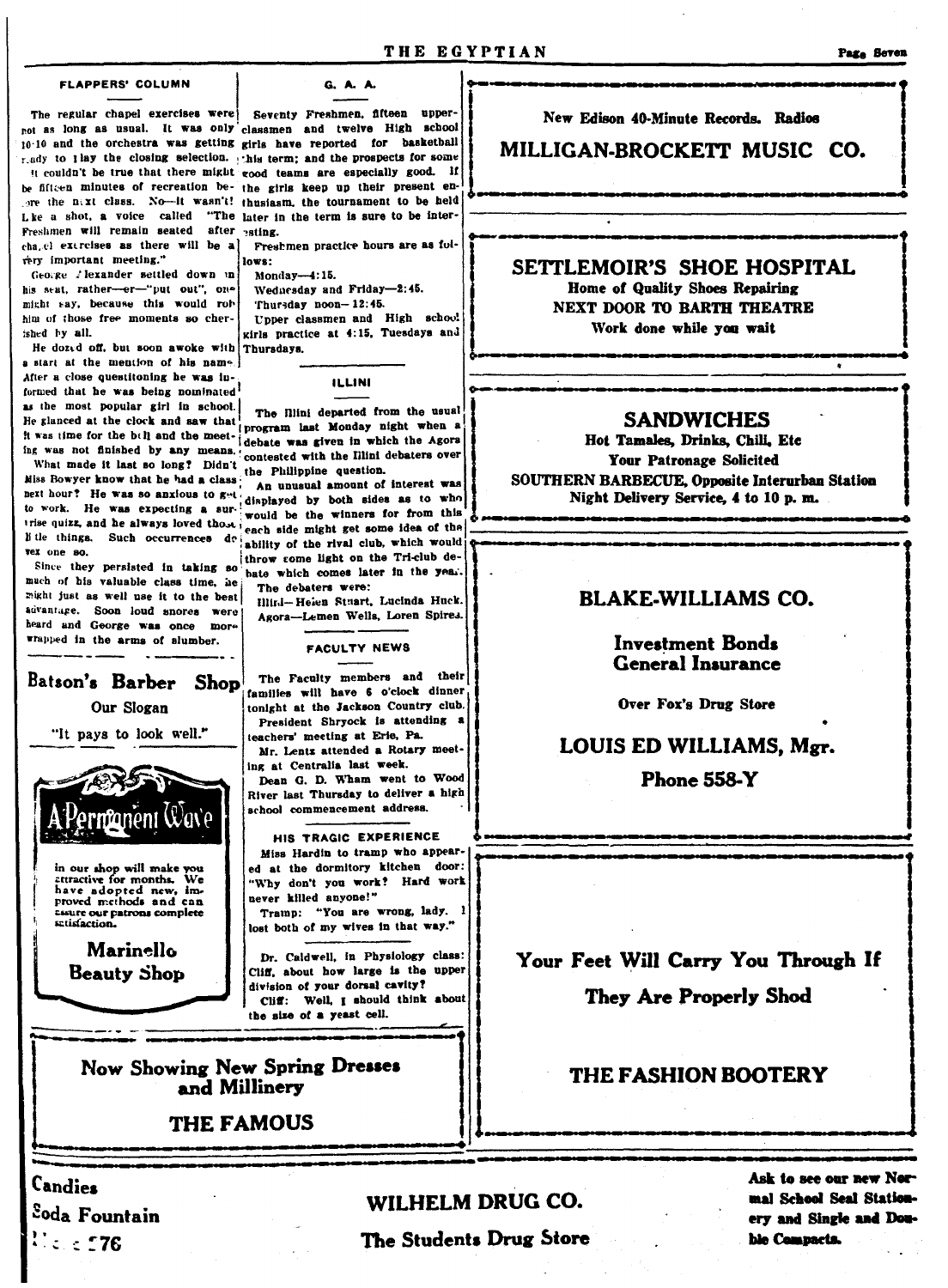## FLAPPERS' COLUMN

The regular chapel exercises were not as long as usual. It was only 10:10 and the orchestra was getting ready to play the closing selection. It couldn't be true that there might be fifteen minutes of recreation before the next class. No—it wasn't! Like a shot, a voice called "The Freshmen will remain seated after chapel exercises as there will be a very important meeting."

George Alexander settled down in his seat, rather—er—"put out", one might say, because this would rob him of those free moments so cherished by all.

He dozed off, but soon awoke with a start at the mention of his name. After a close questitoning he was informed that he was being nominated as the most popular girl in school. He glanced at the clock and saw that it was time for the bell and the meeting was not finished by any means.

What made it last so long? Didn't Miss Bowyer know that he had a class next hour? He was so anxious to get to work. He was expecting a surprise quizz, and he always loved those little things. Such occurrences do vex one so.

Since they persisted in taking so much of his valuable class time, he might just as well use it to the best advantage. Soon loud snores were heard and George was once more wrapped in the arms of slumber.

## G. A. A.

Seventy Freshmen, fifteen upperclassmen and twelve High school girls have reported for basketball this term; and the prospects for some good teams are especially good. If the girls keep up their present enthusiasm, the tournament to be held later in the term is sure to be interesting.

Freshmen practice hours are as follows:

Monday—4:15.

Wednesday and Friday—2:45.

Thursday noon—12:45.

Upper classmen and High school girls practice at 4:15, Tuesdays and Thursdays.

## ILLINI

The Illini departed from the usual program last Monday night when a debate was given in which the Agora contested with the Illini debaters over the Philippine question.

An unusual amount of interest was displayed by both sides as to who would be the winners for from this each side might get some idea of the ability of the rival club, which would throw some light on the Tri-club debate which comes later in the year.

The debaters were:

Illini—Helen Stuart, Lucinda Huck.

Agora—Lemen Wells, Loren Spires.

## FACULTY NEWS

The Faculty members and their families will have 6 o'clock dinner tonight at the Jackson Country club.

President Shryock is attending a teachers' meeting at Erie, Pa.

Mr. Lentz attended a Rotary meeting at Centralia last week.

Dean G. D. Wham went to Wood River last Thursday to deliver a high school commencement address.

## HIS TRAGIC EXPERIENCE

Miss Hardin to tramp who appeared at the dormitory kitchen door: "Why don't you work? Hard work never killed anyone!"

Tramp: "You are wrong, lady. I lost both of my wives in that way."

Dr. Caldwell, in Physiology class: Cliff, about how large is the upper division of your dorsal cavity?

Cliff: Well, I should think about the size of a yeast cell.

---

**Batson's Barber Shop**

Our Slogan

"It pays to look well."

---

**A Permanent Wave**

in our shop will make you attractive for months. We have adopted new, improved methods and can assure our patrons complete satisfaction.

**Marinello Beauty Shop**

---

**Now Showing New Spring Dresses and Millinery**

**THE FAMOUS**

---

New Edison 40-Minute Records. Radios

**MILLIGAN-BROCKETT MUSIC CO.**

---

**SETTLEMOIR'S SHOE HOSPITAL**

**Home of Quality Shoes Repairing**

**NEXT DOOR TO BARTH THEATRE**

**Work done while you wait**

---

**SANDWICHES**

**Hot Tamales, Drinks, Chili, Etc**

**Your Patronage Solicited**

**SOUTHERN BARBECUE, Opposite Interurban Station**

**Night Delivery Service, 4 to 10 p. m.**

---

**BLAKE-WILLIAMS CO.**

**Investment Bonds**
**General Insurance**

**Over Fox's Drug Store**

**LOUIS ED WILLIAMS, Mgr.**

**Phone 558-Y**

---

**Your Feet Will Carry You Through If They Are Properly Shod**

**THE FASHION BOOTERY**

---

**Candies**
**Soda Fountain**
**Phone 276**

**WILHELM DRUG CO.**

**The Students Drug Store**

**Ask to see our new Normal School Seal Stationery and Single and Double Compacts.**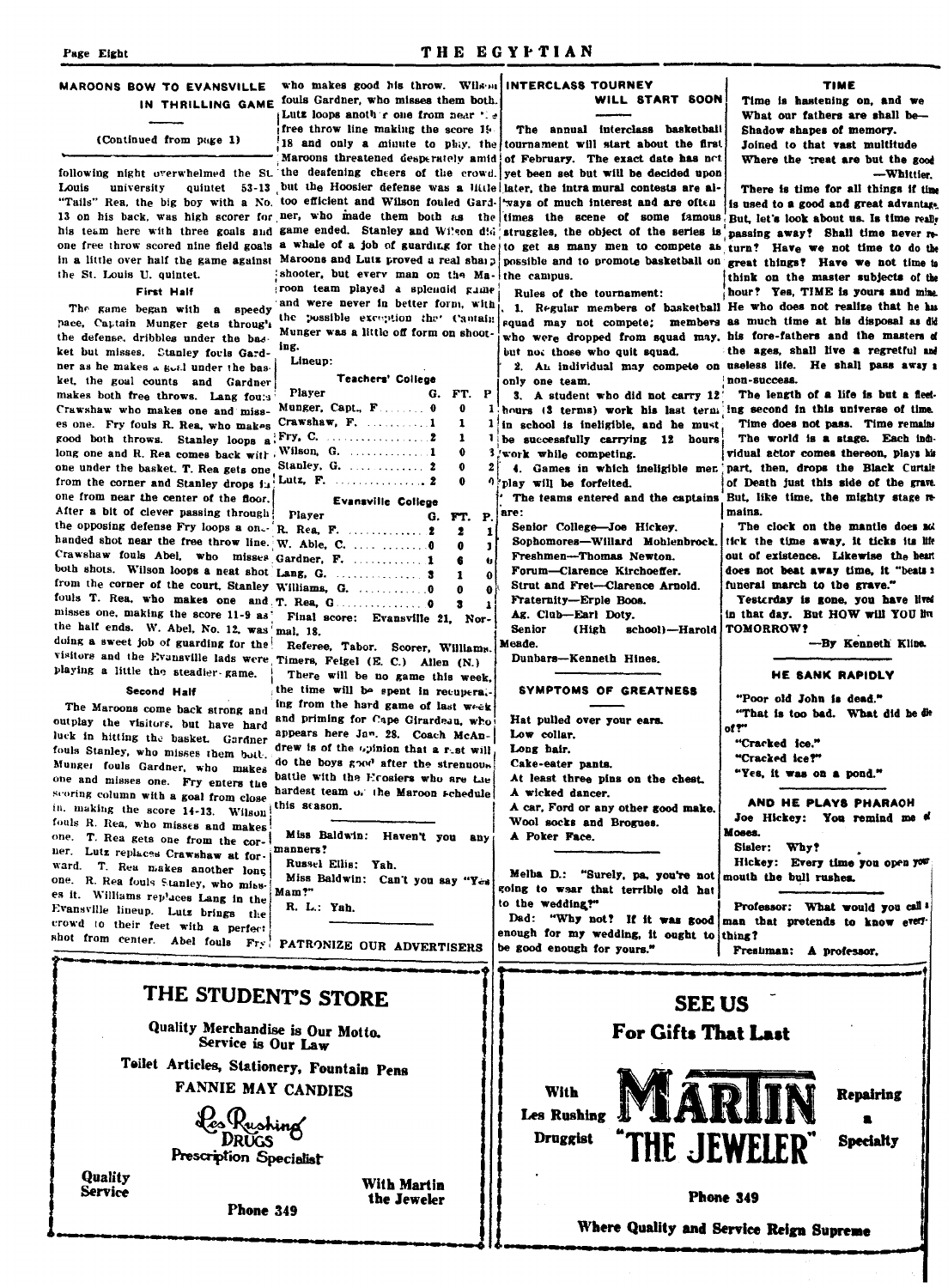## MAROONS BOW TO EVANSVILLE IN THRILLING GAME

(Continued from page 1)

following night overwhelmed the St. Louis university quintet 53-13. "Tails" Rea, the big boy with a No. 13 on his back, was high scorer for his team here with three goals and one free throw scored nine field goals in a little over half the game against the St. Louis U. quintet.

### First Half

The game began with a speedy pace, Captain Munger gets through the defense, dribbles under the basket but misses. Stanley fouls Gardner as he makes a goal under the basket, the goal counts and Gardner makes both free throws. Lang fouls Crawshaw who makes one and misses one. Fry fouls R. Rea, who makes good both throws. Stanley loops a long one and R. Rea comes back with one under the basket. T. Rea gets one from the corner and Stanley drops in one from near the center of the floor. After a bit of clever passing through the opposing defense Fry loops a one-handed shot near the free throw line. Crawshaw fouls Abel, who misses both shots. Wilson loops a neat shot from the corner of the court. Stanley fouls T. Rea, who makes one and misses one, making the score 11-9 as the half ends. W. Abel, No. 12, was doing a sweet job of guarding for the visitors and the Evansville lads were playing a little the steadier game.

### Second Half

The Maroons come back strong and outplay the visitors, but have hard luck in hitting the basket. Gardner fouls Stanley, who misses them both. Munger fouls Gardner, who makes one and misses one. Fry enters the scoring column with a goal from close in, making the score 14-13. Wilson fouls R. Rea, who misses and makes one. T. Rea gets one from the corner. Lutz replaces Crawshaw at forward. T. Rea makes another long one. R. Rea fouls Stanley, who misses it. Williams replaces Lang in the Evansville lineup. Lutz brings the crowd to their feet with a perfect shot from center. Abel fouls Fry who makes good his throw. Wilson fouls Gardner, who misses them both. Lutz loops another one from near the free throw line making the score 19-18 and only a minute to play, the Maroons threatened desperately amid the deafening cheers of the crowd, but the Hoosier defense was a little too efficient and Wilson fouled Gardner, who made them both as the game ended. Stanley and Wilson did a whale of a job of guarding for the Maroons and Lutz proved a real sharp shooter, but every man on the Maroon team played a splendid game and were never in better form, with the possible exception that Captain Munger was a little off form on shooting.

Lineup:

**Teachers' College**

| Player | G. | FT. | P |
|---|---|---|---|
| Munger, Capt., F | 0 | 0 | 1 |
| Crawshaw, F. | 1 | 1 | 1 |
| Fry, C. | 2 | 1 | 1 |
| Wilson, G. | 1 | 0 | 3 |
| Stanley, G. | 2 | 0 | 2 |
| Lutz, F. | 2 | 0 | 0 |

**Evansville College**

| Player | G. | FT. | P. |
|---|---|---|---|
| R. Rea, F. | 2 | 2 | 1 |
| W. Able, C. | 0 | 0 | 1 |
| Gardner, F. | 1 | 6 | 0 |
| Lang, G. | 3 | 1 | 0 |
| Williams, G. | 0 | 0 | 0 |
| T. Rea, G | 0 | 3 | 1 |

Final score: Evansville 21, Normal, 18.

Referee, Tabor. Scorer, Williams. Timers, Feigel (E. C.) Allen (N.)

There will be no game this week, the time will be spent in recuperating from the hard game of last week and priming for Cape Girardeau, who appears here Jan. 28. Coach McAndrew is of the opinion that a rest will do the boys good after the strenuous battle with the Hoosiers who are the hardest team on the Maroon schedule this season.

---

Miss Baldwin: Haven't you any manners?

Russel Ellis: Yah.

Miss Baldwin: Can't you say "Yes Mam?"

R. L.: Yah.

PATRONIZE OUR ADVERTISERS

## INTERCLASS TOURNEY WILL START SOON

The annual interclass basketball tournament will start about the first of February. The exact date has not yet been set but will be decided upon later, the intra mural contests are always of much interest and are often times the scene of some famous struggles, the object of the series is to get as many men to compete as possible and to promote basketball on the campus.

Rules of the tournament:

1. Regular members of basketball squad may not compete; members who were dropped from squad may, but not those who quit squad.
2. An individual may compete on only one team.
3. A student who did not carry 12 hours (3 terms) work his last term in school is ineligible, and he must be successfully carrying 12 hours work while competing.
4. Games in which ineligible men play will be forfeited.

The teams entered and the captains are:

Senior College—Joe Hickey.
Sophomores—Willard Mohlenbrock.
Freshmen—Thomas Newton.
Forum—Clarence Kirchoeffer.
Strut and Fret—Clarence Arnold.
Fraternity—Erple Boos.
Ag. Club—Earl Doty.
Senior (High school)—Harold Meade.
Dunbars—Kenneth Hines.

## SYMPTOMS OF GREATNESS

Hat pulled over your ears.
Low collar.
Long hair.
Cake-eater pants.
At least three pins on the chest.
A wicked dancer.
A car, Ford or any other good make.
Wool socks and Brogues.
A Poker Face.

---

Melba D.: "Surely, pa, you're not going to wear that terrible old hat to the wedding?"

Dad: "Why not? If it was good enough for my wedding, it ought to be good enough for yours."

## TIME

Time is hastening on, and we
What our fathers are shall be—
Shadow shapes of memory.
Joined to that vast multitude
Where the great are but the good
—Whittier.

There is time for all things if time is used to a good and great advantage. But, let's look about us. Is time really passing away? Shall time never return? Have we not time to do the great things? Have we not time to think on the master subjects of the hour? Yes, TIME is yours and mine. He who does not realize that he has as much time at his disposal as did his fore-fathers and the masters of the ages, shall live a regretful and useless life. He shall pass away a non-success.

The length of a life is but a fleeting second in this universe of time.

Time does not pass. Time remains. The world is a stage. Each individual actor comes thereon, plays his part, then, drops the Black Curtain of Death just this side of the grave. But, like time, the mighty stage remains.

The clock on the mantle does not tick the time away, it ticks its life out of existence. Likewise the heart does not beat away time, it "beats a funeral march to the grave."

Yesterday is gone, you have lived in that day. But HOW will YOU live TOMORROW?

—By Kenneth Kline.

## HE SANK RAPIDLY

"Poor old John is dead."

"That is too bad. What did he die of?"

"Cracked ice."

"Cracked ice?"

"Yes, it was on a pond."

## AND HE PLAYS PHARAOH

Joe Hickey: You remind me of Moses.

Sisler: Why?

Hickey: Every time you open your mouth the bull rushes.

---

Professor: What would you call a man that pretends to know everything?

Freshman: A professor.

---

**THE STUDENT'S STORE**

Quality Merchandise is Our Motto.
Service is Our Law

Toilet Articles, Stationery, Fountain Pens

FANNIE MAY CANDIES

Les Rushing
DRUGS
Prescription Specialist

Quality Service

With Martin the Jeweler

Phone 349

---

**SEE US**
**For Gifts That Last**

With Les Rushing Druggist

**MARTIN**
**"THE JEWELER"**

Repairing a Specialty

Phone 349

Where Quality and Service Reign Supreme